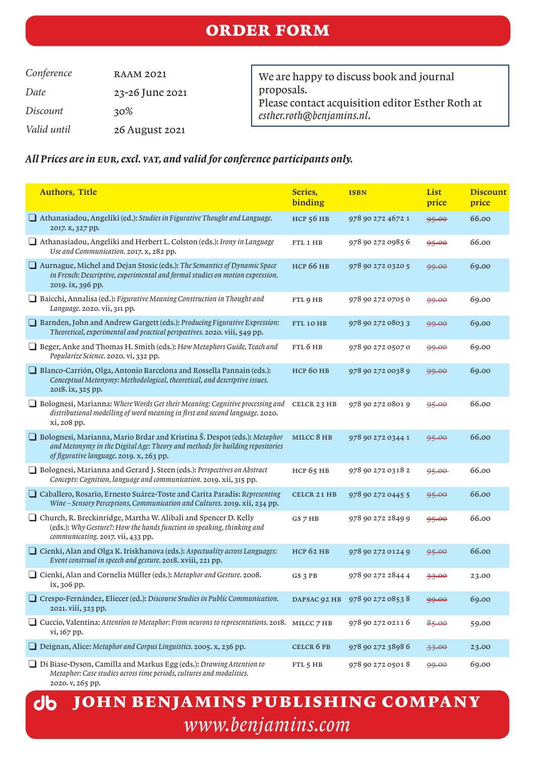# ORDER FORM

| | |
|---|---|
| *Conference* | RAAM 2021 |
| *Date* | 23-26 June 2021 |
| *Discount* | 30% |
| *Valid until* | 26 August 2021 |

We are happy to discuss book and journal proposals.
Please contact acquisition editor Esther Roth at *esther.roth@benjamins.nl*.

***All Prices are in EUR, excl. VAT, and valid for conference participants only.***

| Authors, Title | Series, binding | ISBN | List price | Discount price |
|---|---|---|---|---|
| ❑ Athanasiadou, Angeliki (ed.): *Studies in Figurative Thought and Language*. 2017. x, 327 pp. | HCP 56 HB | 978 90 272 4672 1 | ~~95.00~~ | 66.00 |
| ❑ Athanasiadou, Angeliki and Herbert L. Colston (eds.): *Irony in Language Use and Communication*. 2017. x, 282 pp. | FTL 1 HB | 978 90 272 0985 6 | ~~95.00~~ | 66.00 |
| ❑ Aurnague, Michel and Dejan Stosic (eds.): *The Semantics of Dynamic Space in French: Descriptive, experimental and formal studies on motion expression*. 2019. ix, 396 pp. | HCP 66 HB | 978 90 272 0320 5 | ~~99.00~~ | 69.00 |
| ❑ Baicchi, Annalisa (ed.): *Figurative Meaning Construction in Thought and Language*. 2020. vii, 311 pp. | FTL 9 HB | 978 90 272 0705 0 | ~~99.00~~ | 69.00 |
| ❑ Barnden, John and Andrew Gargett (eds.): *Producing Figurative Expression: Theoretical, experimental and practical perspectives*. 2020. viii, 549 pp. | FTL 10 HB | 978 90 272 0803 3 | ~~99.00~~ | 69.00 |
| ❑ Beger, Anke and Thomas H. Smith (eds.): *How Metaphors Guide, Teach and Popularize Science*. 2020. vi, 332 pp. | FTL 6 HB | 978 90 272 0507 0 | ~~99.00~~ | 69.00 |
| ❑ Blanco-Carrión, Olga, Antonio Barcelona and Rossella Pannain (eds.): *Conceptual Metonymy: Methodological, theoretical, and descriptive issues*. 2018. ix, 325 pp. | HCP 60 HB | 978 90 272 0038 9 | ~~99.00~~ | 69.00 |
| ❑ Bolognesi, Marianna: *Where Words Get their Meaning: Cognitive processing and distributional modelling of word meaning in first and second language*. 2020. xi, 208 pp. | CELCR 23 HB | 978 90 272 0801 9 | ~~95.00~~ | 66.00 |
| ❑ Bolognesi, Marianna, Mario Brdar and Kristina Š. Despot (eds.): *Metaphor and Metonymy in the Digital Age: Theory and methods for building repositories of figurative language*. 2019. x, 263 pp. | MILCC 8 HB | 978 90 272 0344 1 | ~~95.00~~ | 66.00 |
| ❑ Bolognesi, Marianna and Gerard J. Steen (eds.): *Perspectives on Abstract Concepts: Cognition, language and communication*. 2019. xii, 315 pp. | HCP 65 HB | 978 90 272 0318 2 | ~~95.00~~ | 66.00 |
| ❑ Caballero, Rosario, Ernesto Suárez-Toste and Carita Paradis: *Representing Wine – Sensory Perceptions, Communication and Cultures*. 2019. xii, 234 pp. | CELCR 21 HB | 978 90 272 0445 5 | ~~95.00~~ | 66.00 |
| ❑ Church, R. Breckinridge, Martha W. Alibali and Spencer D. Kelly (eds.): *Why Gesture?: How the hands function in speaking, thinking and communicating*. 2017. vii, 433 pp. | GS 7 HB | 978 90 272 2849 9 | ~~95.00~~ | 66.00 |
| ❑ Cienki, Alan and Olga K. Iriskhanova (eds.): *Aspectuality across Languages: Event construal in speech and gesture*. 2018. xviii, 221 pp. | HCP 62 HB | 978 90 272 0124 9 | ~~95.00~~ | 66.00 |
| ❑ Cienki, Alan and Cornelia Müller (eds.): *Metaphor and Gesture*. 2008. ix, 306 pp. | GS 3 PB | 978 90 272 2844 4 | ~~33.00~~ | 23.00 |
| ❑ Crespo-Fernández, Eliecer (ed.): *Discourse Studies in Public Communication*. 2021. viii, 323 pp. | DAPSAC 92 HB | 978 90 272 0853 8 | ~~99.00~~ | 69.00 |
| ❑ Cuccio, Valentina: *Attention to Metaphor: From neurons to representations*. 2018. vi, 167 pp. | MILCC 7 HB | 978 90 272 0211 6 | ~~85.00~~ | 59.00 |
| ❑ Deignan, Alice: *Metaphor and Corpus Linguistics*. 2005. x, 236 pp. | CELCR 6 PB | 978 90 272 3898 6 | ~~33.00~~ | 23.00 |
| ❑ Di Biase-Dyson, Camilla and Markus Egg (eds.): *Drawing Attention to Metaphor: Case studies across time periods, cultures and modalities*. 2020. v, 265 pp. | FTL 5 HB | 978 90 272 0501 8 | ~~99.00~~ | 69.00 |

**JOHN BENJAMINS PUBLISHING COMPANY**

*www.benjamins.com*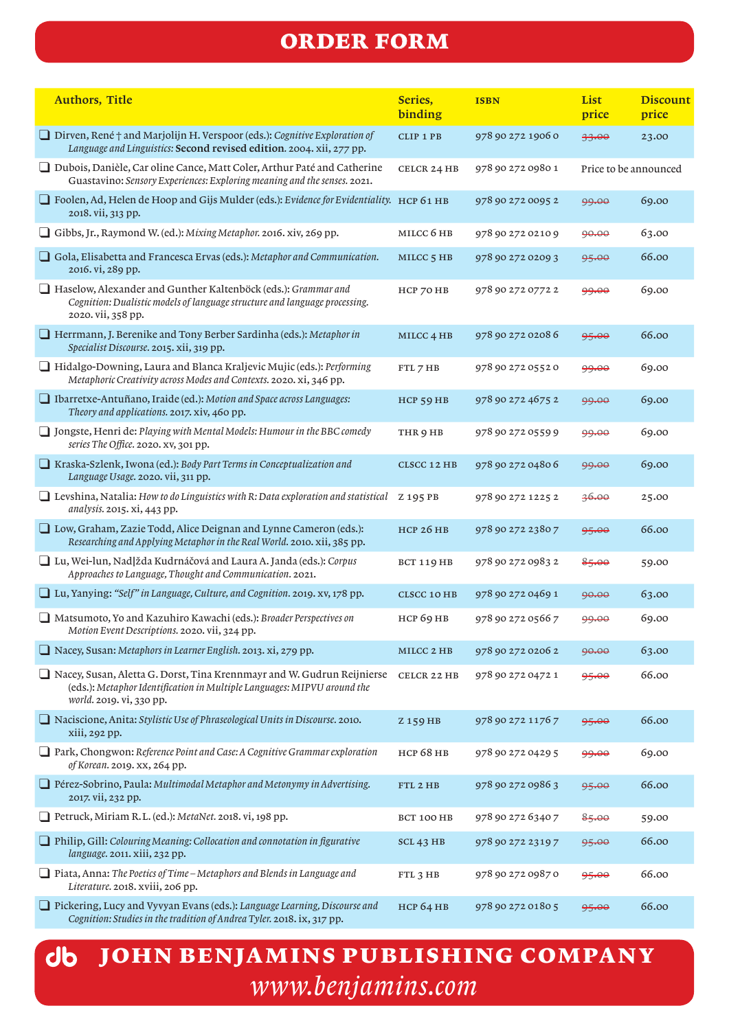# ORDER FORM

| Authors, Title | Series, binding | ISBN | List price | Discount price |
|---|---|---|---|---|
| ❑ Dirven, René † and Marjolijn H. Verspoor (eds.): *Cognitive Exploration of Language and Linguistics*: **Second revised edition**. 2004. xii, 277 pp. | CLIP 1 PB | 978 90 272 1906 0 | ~~33.00~~ | 23.00 |
| ❑ Dubois, Danièle, Car oline Cance, Matt Coler, Arthur Paté and Catherine Guastavino: *Sensory Experiences: Exploring meaning and the senses*. 2021. | CELCR 24 HB | 978 90 272 0980 1 | Price to be announced | |
| ❑ Foolen, Ad, Helen de Hoop and Gijs Mulder (eds.): *Evidence for Evidentiality*. 2018. vii, 313 pp. | HCP 61 HB | 978 90 272 0095 2 | ~~99.00~~ | 69.00 |
| ❑ Gibbs, Jr., Raymond W. (ed.): *Mixing Metaphor*. 2016. xiv, 269 pp. | MILCC 6 HB | 978 90 272 0210 9 | ~~90.00~~ | 63.00 |
| ❑ Gola, Elisabetta and Francesca Ervas (eds.): *Metaphor and Communication*. 2016. vi, 289 pp. | MILCC 5 HB | 978 90 272 0209 3 | ~~95.00~~ | 66.00 |
| ❑ Haselow, Alexander and Gunther Kaltenböck (eds.): *Grammar and Cognition: Dualistic models of language structure and language processing*. 2020. vii, 358 pp. | HCP 70 HB | 978 90 272 0772 2 | ~~99.00~~ | 69.00 |
| ❑ Herrmann, J. Berenike and Tony Berber Sardinha (eds.): *Metaphor in Specialist Discourse*. 2015. xii, 319 pp. | MILCC 4 HB | 978 90 272 0208 6 | ~~95.00~~ | 66.00 |
| ❑ Hidalgo-Downing, Laura and Blanca Kraljevic Mujic (eds.): *Performing Metaphoric Creativity across Modes and Contexts*. 2020. xi, 346 pp. | FTL 7 HB | 978 90 272 0552 0 | ~~99.00~~ | 69.00 |
| ❑ Ibarretxe-Antuñano, Iraide (ed.): *Motion and Space across Languages: Theory and applications*. 2017. xiv, 460 pp. | HCP 59 HB | 978 90 272 4675 2 | ~~99.00~~ | 69.00 |
| ❑ Jongste, Henri de: *Playing with Mental Models: Humour in the BBC comedy series The Office*. 2020. xv, 301 pp. | THR 9 HB | 978 90 272 0559 9 | ~~99.00~~ | 69.00 |
| ❑ Kraska-Szlenk, Iwona (ed.): *Body Part Terms in Conceptualization and Language Usage*. 2020. vii, 311 pp. | CLSCC 12 HB | 978 90 272 0480 6 | ~~99.00~~ | 69.00 |
| ❑ Levshina, Natalia: *How to do Linguistics with R: Data exploration and statistical analysis*. 2015. xi, 443 pp. | Z 195 PB | 978 90 272 1225 2 | ~~36.00~~ | 25.00 |
| ❑ Low, Graham, Zazie Todd, Alice Deignan and Lynne Cameron (eds.): *Researching and Applying Metaphor in the Real World*. 2010. xii, 385 pp. | HCP 26 HB | 978 90 272 2380 7 | ~~95.00~~ | 66.00 |
| ❑ Lu, Wei-lun, Naděžda Kudrnáčová and Laura A. Janda (eds.): *Corpus Approaches to Language, Thought and Communication*. 2021. | BCT 119 HB | 978 90 272 0983 2 | ~~85.00~~ | 59.00 |
| ❑ Lu, Yanying: *“Self” in Language, Culture, and Cognition*. 2019. xv, 178 pp. | CLSCC 10 HB | 978 90 272 0469 1 | ~~90.00~~ | 63.00 |
| ❑ Matsumoto, Yo and Kazuhiro Kawachi (eds.): *Broader Perspectives on Motion Event Descriptions*. 2020. vii, 324 pp. | HCP 69 HB | 978 90 272 0566 7 | ~~99.00~~ | 69.00 |
| ❑ Nacey, Susan: *Metaphors in Learner English*. 2013. xi, 279 pp. | MILCC 2 HB | 978 90 272 0206 2 | ~~90.00~~ | 63.00 |
| ❑ Nacey, Susan, Aletta G. Dorst, Tina Krennmayr and W. Gudrun Reijnierse (eds.): *Metaphor Identification in Multiple Languages: MIPVU around the world*. 2019. vi, 330 pp. | CELCR 22 HB | 978 90 272 0472 1 | ~~95.00~~ | 66.00 |
| ❑ Naciscione, Anita: *Stylistic Use of Phraseological Units in Discourse*. 2010. xiii, 292 pp. | Z 159 HB | 978 90 272 1176 7 | ~~95.00~~ | 66.00 |
| ❑ Park, Chongwon: *Reference Point and Case: A Cognitive Grammar exploration of Korean*. 2019. xx, 264 pp. | HCP 68 HB | 978 90 272 0429 5 | ~~99.00~~ | 69.00 |
| ❑ Pérez-Sobrino, Paula: *Multimodal Metaphor and Metonymy in Advertising*. 2017. vii, 232 pp. | FTL 2 HB | 978 90 272 0986 3 | ~~95.00~~ | 66.00 |
| ❑ Petruck, Miriam R. L. (ed.): *MetaNet*. 2018. vi, 198 pp. | BCT 100 HB | 978 90 272 6340 7 | ~~85.00~~ | 59.00 |
| ❑ Philip, Gill: *Colouring Meaning: Collocation and connotation in figurative language*. 2011. xiii, 232 pp. | SCL 43 HB | 978 90 272 2319 7 | ~~95.00~~ | 66.00 |
| ❑ Piata, Anna: *The Poetics of Time – Metaphors and Blends in Language and Literature*. 2018. xviii, 206 pp. | FTL 3 HB | 978 90 272 0987 0 | ~~95.00~~ | 66.00 |
| ❑ Pickering, Lucy and Vyvyan Evans (eds.): *Language Learning, Discourse and Cognition: Studies in the tradition of Andrea Tyler*. 2018. ix, 317 pp. | HCP 64 HB | 978 90 272 0180 5 | ~~95.00~~ | 66.00 |

**JOHN BENJAMINS PUBLISHING COMPANY**
*www.benjamins.com*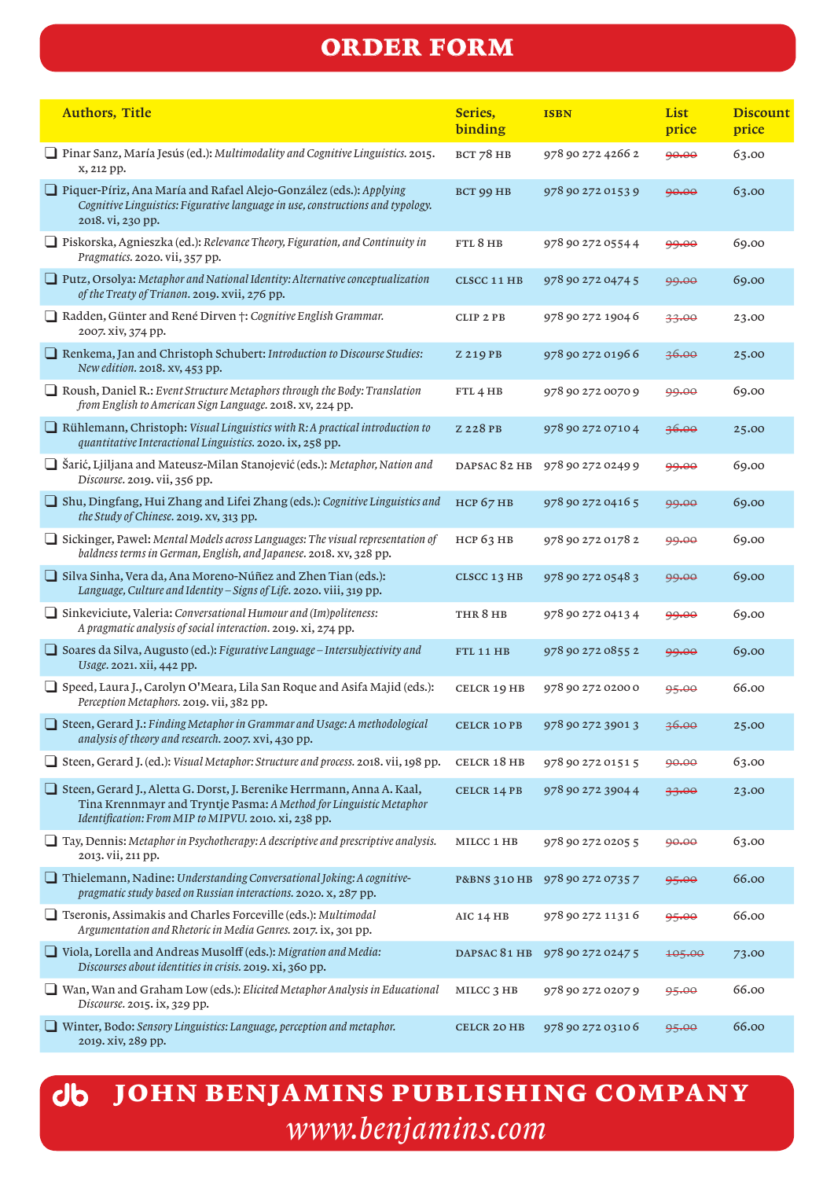# ORDER FORM

| Authors, Title | Series, binding | ISBN | List price | Discount price |
|---|---|---|---|---|
| ❑ Pinar Sanz, María Jesús (ed.): *Multimodality and Cognitive Linguistics*. 2015. x, 212 pp. | BCT 78 HB | 978 90 272 4266 2 | ~~90.00~~ | 63.00 |
| ❑ Piquer-Píriz, Ana María and Rafael Alejo-González (eds.): *Applying Cognitive Linguistics: Figurative language in use, constructions and typology*. 2018. vi, 230 pp. | BCT 99 HB | 978 90 272 0153 9 | ~~90.00~~ | 63.00 |
| ❑ Piskorska, Agnieszka (ed.): *Relevance Theory, Figuration, and Continuity in Pragmatics*. 2020. vii, 357 pp. | FTL 8 HB | 978 90 272 0554 4 | ~~99.00~~ | 69.00 |
| ❑ Putz, Orsolya: *Metaphor and National Identity: Alternative conceptualization of the Treaty of Trianon*. 2019. xvii, 276 pp. | CLSCC 11 HB | 978 90 272 0474 5 | ~~99.00~~ | 69.00 |
| ❑ Radden, Günter and René Dirven †: *Cognitive English Grammar*. 2007. xiv, 374 pp. | CLIP 2 PB | 978 90 272 1904 6 | ~~33.00~~ | 23.00 |
| ❑ Renkema, Jan and Christoph Schubert: *Introduction to Discourse Studies: New edition*. 2018. xv, 453 pp. | Z 219 PB | 978 90 272 0196 6 | ~~36.00~~ | 25.00 |
| ❑ Roush, Daniel R.: *Event Structure Metaphors through the Body: Translation from English to American Sign Language*. 2018. xv, 224 pp. | FTL 4 HB | 978 90 272 0070 9 | ~~99.00~~ | 69.00 |
| ❑ Rühlemann, Christoph: *Visual Linguistics with R: A practical introduction to quantitative Interactional Linguistics*. 2020. ix, 258 pp. | Z 228 PB | 978 90 272 0710 4 | ~~36.00~~ | 25.00 |
| ❑ Šarić, Ljiljana and Mateusz-Milan Stanojević (eds.): *Metaphor, Nation and Discourse*. 2019. vii, 356 pp. | DAPSAC 82 HB | 978 90 272 0249 9 | ~~99.00~~ | 69.00 |
| ❑ Shu, Dingfang, Hui Zhang and Lifei Zhang (eds.): *Cognitive Linguistics and the Study of Chinese*. 2019. xv, 313 pp. | HCP 67 HB | 978 90 272 0416 5 | ~~99.00~~ | 69.00 |
| ❑ Sickinger, Pawel: *Mental Models across Languages: The visual representation of baldness terms in German, English, and Japanese*. 2018. xv, 328 pp. | HCP 63 HB | 978 90 272 0178 2 | ~~99.00~~ | 69.00 |
| ❑ Silva Sinha, Vera da, Ana Moreno-Núñez and Zhen Tian (eds.): *Language, Culture and Identity – Signs of Life*. 2020. viii, 319 pp. | CLSCC 13 HB | 978 90 272 0548 3 | ~~99.00~~ | 69.00 |
| ❑ Sinkeviciute, Valeria: *Conversational Humour and (Im)politeness: A pragmatic analysis of social interaction*. 2019. xi, 274 pp. | THR 8 HB | 978 90 272 0413 4 | ~~99.00~~ | 69.00 |
| ❑ Soares da Silva, Augusto (ed.): *Figurative Language – Intersubjectivity and Usage*. 2021. xii, 442 pp. | FTL 11 HB | 978 90 272 0855 2 | ~~99.00~~ | 69.00 |
| ❑ Speed, Laura J., Carolyn O'Meara, Lila San Roque and Asifa Majid (eds.): *Perception Metaphors*. 2019. vii, 382 pp. | CELCR 19 HB | 978 90 272 0200 0 | ~~95.00~~ | 66.00 |
| ❑ Steen, Gerard J.: *Finding Metaphor in Grammar and Usage: A methodological analysis of theory and research*. 2007. xvi, 430 pp. | CELCR 10 PB | 978 90 272 3901 3 | ~~36.00~~ | 25.00 |
| ❑ Steen, Gerard J. (ed.): *Visual Metaphor: Structure and process*. 2018. vii, 198 pp. | CELCR 18 HB | 978 90 272 0151 5 | ~~90.00~~ | 63.00 |
| ❑ Steen, Gerard J., Aletta G. Dorst, J. Berenike Herrmann, Anna A. Kaal, Tina Krennmayr and Tryntje Pasma: *A Method for Linguistic Metaphor Identification: From MIP to MIPVU*. 2010. xi, 238 pp. | CELCR 14 PB | 978 90 272 3904 4 | ~~33.00~~ | 23.00 |
| ❑ Tay, Dennis: *Metaphor in Psychotherapy: A descriptive and prescriptive analysis*. 2013. vii, 211 pp. | MILCC 1 HB | 978 90 272 0205 5 | ~~90.00~~ | 63.00 |
| ❑ Thielemann, Nadine: *Understanding Conversational Joking: A cognitive-pragmatic study based on Russian interactions*. 2020. x, 287 pp. | P&BNS 310 HB | 978 90 272 0735 7 | ~~95.00~~ | 66.00 |
| ❑ Tseronis, Assimakis and Charles Forceville (eds.): *Multimodal Argumentation and Rhetoric in Media Genres*. 2017. ix, 301 pp. | AIC 14 HB | 978 90 272 1131 6 | ~~95.00~~ | 66.00 |
| ❑ Viola, Lorella and Andreas Musolff (eds.): *Migration and Media: Discourses about identities in crisis*. 2019. xi, 360 pp. | DAPSAC 81 HB | 978 90 272 0247 5 | ~~105.00~~ | 73.00 |
| ❑ Wan, Wan and Graham Low (eds.): *Elicited Metaphor Analysis in Educational Discourse*. 2015. ix, 329 pp. | MILCC 3 HB | 978 90 272 0207 9 | ~~95.00~~ | 66.00 |
| ❑ Winter, Bodo: *Sensory Linguistics: Language, perception and metaphor*. 2019. xiv, 289 pp. | CELCR 20 HB | 978 90 272 0310 6 | ~~95.00~~ | 66.00 |

**JOHN BENJAMINS PUBLISHING COMPANY**

*www.benjamins.com*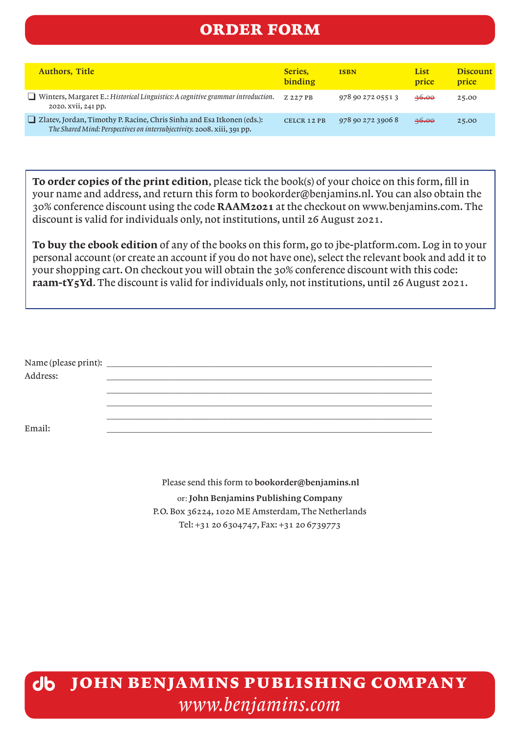# ORDER FORM

| Authors, Title | Series, binding | ISBN | List price | Discount price |
|---|---|---|---|---|
| ❑ Winters, Margaret E.: *Historical Linguistics: A cognitive grammar introduction.* 2020. xvii, 241 pp. | Z 227 PB | 978 90 272 0551 3 | ~~36.00~~ | 25.00 |
| ❑ Zlatev, Jordan, Timothy P. Racine, Chris Sinha and Esa Itkonen (eds.): *The Shared Mind: Perspectives on intersubjectivity.* 2008. xiii, 391 pp. | CELCR 12 PB | 978 90 272 3906 8 | ~~36.00~~ | 25.00 |

**To order copies of the print edition**, please tick the book(s) of your choice on this form, fill in your name and address, and return this form to bookorder@benjamins.nl. You can also obtain the 30% conference discount using the code **RAAM2021** at the checkout on www.benjamins.com. The discount is valid for individuals only, not institutions, until 26 August 2021.

**To buy the ebook edition** of any of the books on this form, go to jbe-platform.com. Log in to your personal account (or create an account if you do not have one), select the relevant book and add it to your shopping cart. On checkout you will obtain the 30% conference discount with this code: **raam-tY5Yd**. The discount is valid for individuals only, not institutions, until 26 August 2021.

Name (please print): ____________________

Address: ____________________

____________________

____________________

____________________

Email: ____________________

Please send this form to **bookorder@benjamins.nl**

or: **John Benjamins Publishing Company**

P.O. Box 36224, 1020 ME Amsterdam, The Netherlands

Tel: +31 20 6304747, Fax: +31 20 6739773

**JOHN BENJAMINS PUBLISHING COMPANY**

*www.benjamins.com*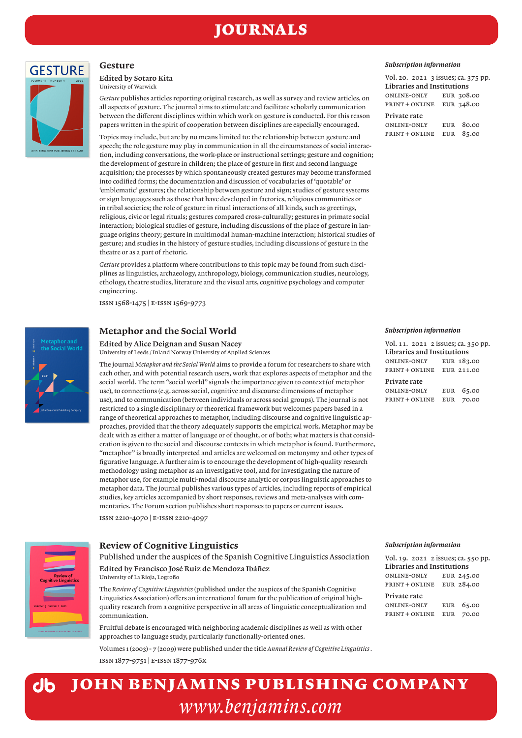# JOURNALS

## Gesture

**Edited by Sotaro Kita**
University of Warwick

*Gesture* publishes articles reporting original research, as well as survey and review articles, on all aspects of gesture. The journal aims to stimulate and facilitate scholarly communication between the different disciplines within which work on gesture is conducted. For this reason papers written in the spirit of cooperation between disciplines are especially encouraged.

Topics may include, but are by no means limited to: the relationship between gesture and speech; the role gesture may play in communication in all the circumstances of social interaction, including conversations, the work-place or instructional settings; gesture and cognition; the development of gesture in children; the place of gesture in first and second language acquisition; the processes by which spontaneously created gestures may become transformed into codified forms; the documentation and discussion of vocabularies of 'quotable' or 'emblematic' gestures; the relationship between gesture and sign; studies of gesture systems or sign languages such as those that have developed in factories, religious communities or in tribal societies; the role of gesture in ritual interactions of all kinds, such as greetings, religious, civic or legal rituals; gestures compared cross-culturally; gestures in primate social interaction; biological studies of gesture, including discussions of the place of gesture in language origins theory; gesture in multimodal human-machine interaction; historical studies of gesture; and studies in the history of gesture studies, including discussions of gesture in the theatre or as a part of rhetoric.

*Gesture* provides a platform where contributions to this topic may be found from such disciplines as linguistics, archaeology, anthropology, biology, communication studies, neurology, ethology, theatre studies, literature and the visual arts, cognitive psychology and computer engineering.

ISSN 1568-1475 | E-ISSN 1569-9773

***Subscription information***

Vol. 20. 2021 3 issues; ca. 375 pp.

**Libraries and Institutions**

| | | |
|---|---|---|
| ONLINE-ONLY | EUR | 308.00 |
| PRINT + ONLINE | EUR | 348.00 |

**Private rate**

| | | |
|---|---|---|
| ONLINE-ONLY | EUR | 80.00 |
| PRINT + ONLINE | EUR | 85.00 |

## Metaphor and the Social World

**Edited by Alice Deignan and Susan Nacey**
University of Leeds / Inland Norway University of Applied Sciences

The journal *Metaphor and the Social World* aims to provide a forum for researchers to share with each other, and with potential research users, work that explores aspects of metaphor and the social world. The term "social world" signals the importance given to context (of metaphor use), to connections (e.g. across social, cognitive and discourse dimensions of metaphor use), and to communication (between individuals or across social groups). The journal is not restricted to a single disciplinary or theoretical framework but welcomes papers based in a range of theoretical approaches, including discourse and cognitive linguistic approaches, provided that the theory adequately supports the empirical work. Metaphor may be dealt with as either a matter of language or of thought, or of both; what matters is that consideration is given to the social and discourse contexts in which metaphor is found. Furthermore, "metaphor" is broadly interpreted and articles are welcomed on metonymy and other types of figurative language. A further aim is to encourage the development of high-quality research methodology using metaphor as an investigative tool, and for investigating the nature of metaphor use, for example multi-modal discourse analytic or corpus linguistic approaches to metaphor data. The journal publishes various types of articles, including reports of empirical studies, key articles accompanied by short responses, reviews and meta-analyses with commentaries. The Forum section publishes short responses to papers or current issues.

ISSN 2210-4070 | E-ISSN 2210-4097

***Subscription information***

Vol. 11. 2021 2 issues; ca. 350 pp.

**Libraries and Institutions**

| | | |
|---|---|---|
| ONLINE-ONLY | EUR | 183.00 |
| PRINT + ONLINE | EUR | 211.00 |

**Private rate**

| | | |
|---|---|---|
| ONLINE-ONLY | EUR | 65.00 |
| PRINT + ONLINE | EUR | 70.00 |

## Review of Cognitive Linguistics

Published under the auspices of the Spanish Cognitive Linguistics Association

**Edited by Francisco José Ruiz de Mendoza Ibáñez**
University of La Rioja, Logroño

The *Review of Cognitive Linguistics* (published under the auspices of the Spanish Cognitive Linguistics Association) offers an international forum for the publication of original high-quality research from a cognitive perspective in all areas of linguistic conceptualization and communication.

Fruitful debate is encouraged with neighboring academic disciplines as well as with other approaches to language study, particularly functionally-oriented ones.

Volumes 1 (2003) - 7 (2009) were published under the title *Annual Review of Cognitive Linguistics*.

ISSN 1877-9751 | E-ISSN 1877-976X

***Subscription information***

Vol. 19. 2021 2 issues; ca. 550 pp.

**Libraries and Institutions**

| | | |
|---|---|---|
| ONLINE-ONLY | EUR | 245.00 |
| PRINT + ONLINE | EUR | 284.00 |

**Private rate**

| | | |
|---|---|---|
| ONLINE-ONLY | EUR | 65.00 |
| PRINT + ONLINE | EUR | 70.00 |

**JOHN BENJAMINS PUBLISHING COMPANY**

*www.benjamins.com*